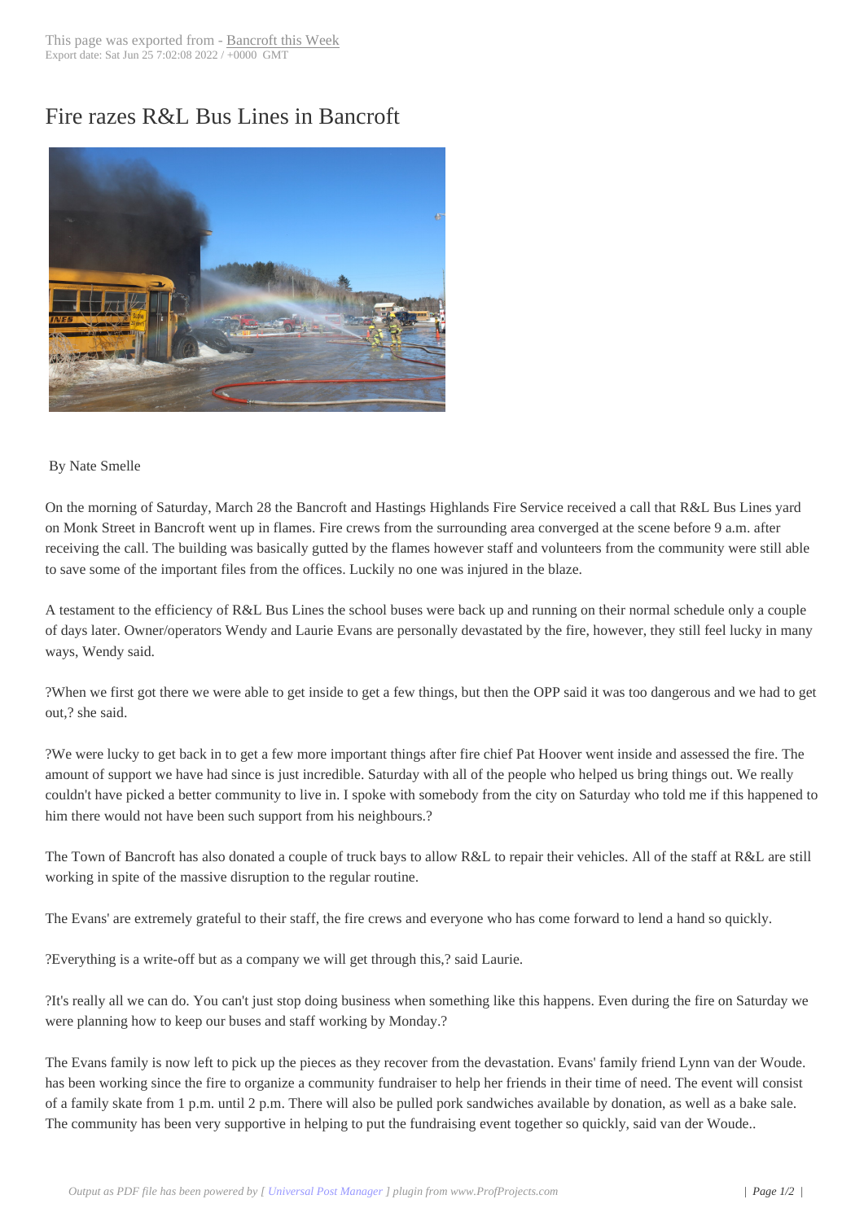# Fire razes R&L Bus Lines in Bancroft

By Nate Smelle

On the morning of Saturday, March 28 the Bancroft and Hastings Highlands Fire Service received a call that R&L Bus Lines yard on Monk Street in Bancroft went up in flames. Fire crews from the surrounding area converged at the scene before 9 a.m. after receiving the call. The building was basically gutted by the flames however staff and volunteers from the community were still able to save some of the important files from the offices. Luckily no one was injured in the blaze.

A testament to the efficiency of R&L Bus Lines the school buses were back up and running on their normal schedule only a couple of days later. Owner/operators Wendy and Laurie Evans are personally devastated by the fire, however, they still feel lucky in many ways, Wendy said.

?When we first got there we were able to get inside to get a few things, but then the OPP said it was too dangerous and we had to get out,? she said.

?We were lucky to get back in to get a few more important things after fire chief Pat Hoover went inside and assessed the fire. The amount of support we have had since is just incredible. Saturday with all of the people who helped us bring things out. We really couldn't have picked a better community to live in. I spoke with somebody from the city on Saturday who told me if this happened to him there would not have been such support from his neighbours.?

The Town of Bancroft has also donated a couple of truck bays to allow R&L to repair their vehicles. All of the staff at R&L are still working in spite of the massive disruption to the regular routine.

The Evans' are extremely grateful to their staff, the fire crews and everyone who has come forward to lend a hand so quickly.

?Everything is a write-off but as a company we will get through this,? said Laurie.

?It's really all we can do. You can't just stop doing business when something like this happens. Even during the fire on Saturday we were planning how to keep our buses and staff working by Monday.?

The Evans family is now left to pick up the pieces as they recover from the devastation. Evans' family friend Lynn van der Woude. has been working since the fire to organize a community fundraiser to help her friends in their time of need. The event will consist of a family skate from 1 p.m. until 2 p.m. There will also be pulled pork sandwiches available by donation, as well as a bake sale. The community has been very supportive in helping to put the fundraising event together so quickly, said van der Woude..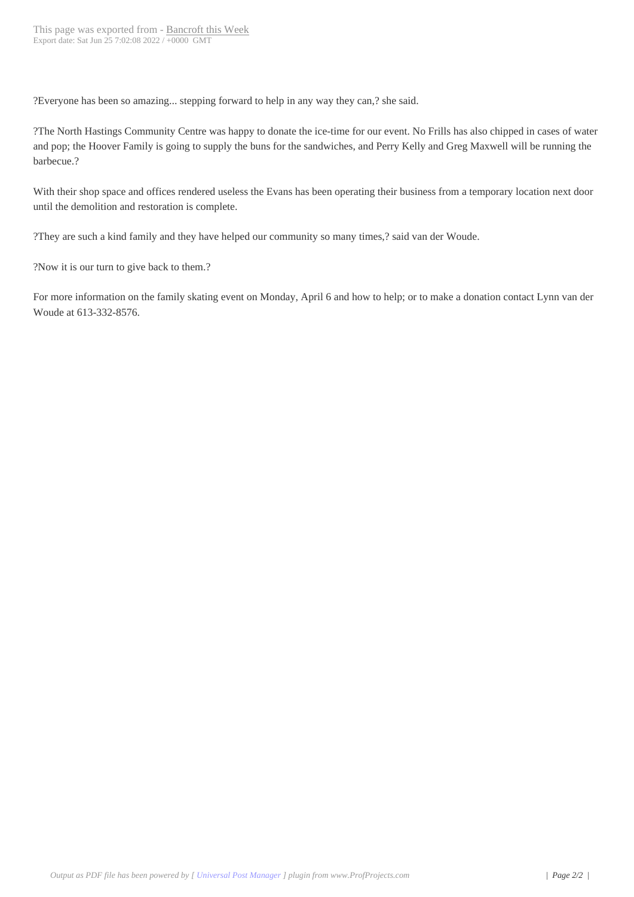?Everyone has been so amazing... stepping forward to help in any way they can,? she said.

?The North Hastings Community Centre was happy to donate the ice-time for our event. No Frills has also chipped in cases of water and pop; the Hoover Family is going to supply the buns for the sandwiches, and Perry Kelly and Greg Maxwell will be running the barbecue.?

With their shop space and offices rendered useless the Evans has been operating their business from a temporary location next door until the demolition and restoration is complete.

?They are such a kind family and they have helped our community so many times,? said van der Woude.

?Now it is our turn to give back to them.?

For more information on the family skating event on Monday, April 6 and how to help; or to make a donation contact Lynn van der Woude at 613-332-8576.